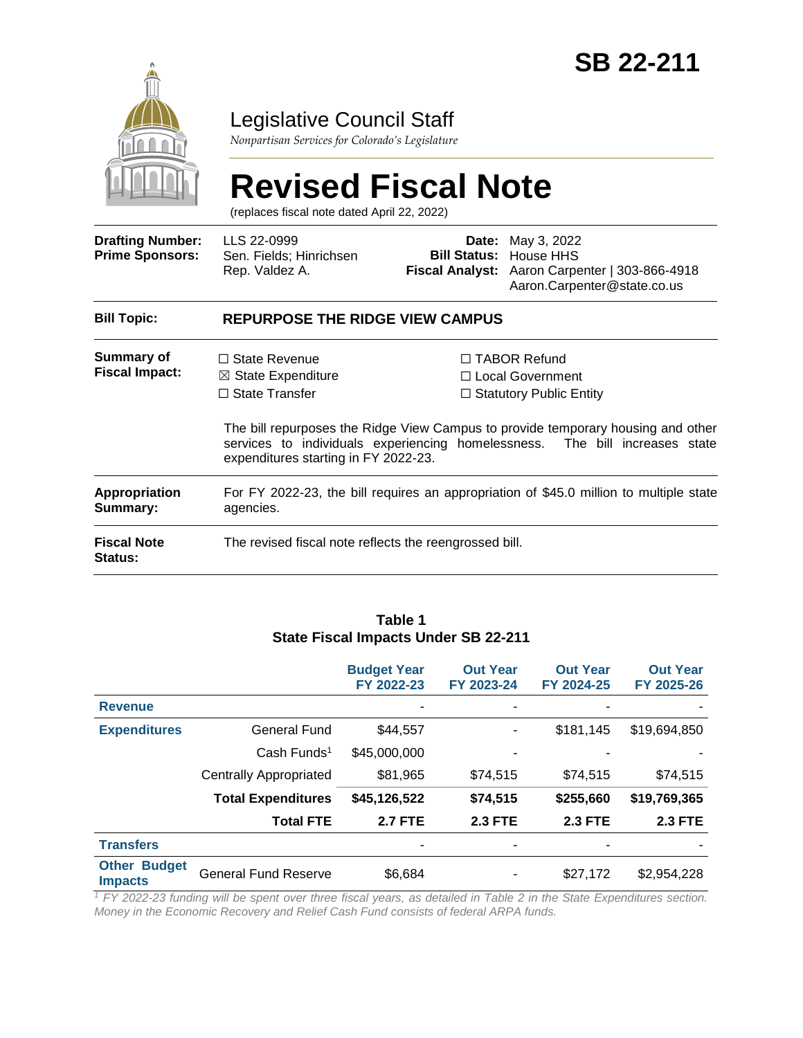# SB 22-211

## Legislative Council Staff

*Nonpartisan Services for Colorado's Legislature*

# Revised Fiscal Note

(replaces fiscal note dated April 22, 2022)

| | | | |
|---|---|---|---|
| **Drafting Number:** | LLS 22-0999 | **Date:** | May 3, 2022 |
| **Prime Sponsors:** | Sen. Fields; Hinrichsen<br>Rep. Valdez A. | **Bill Status:** | House HHS |
| | | **Fiscal Analyst:** | Aaron Carpenter \| 303-866-4918<br>Aaron.Carpenter@state.co.us |

| | |
|---|---|
| **Bill Topic:** | **REPURPOSE THE RIDGE VIEW CAMPUS** |
| **Summary of Fiscal Impact:** | ☐ State Revenue<br>☒ State Expenditure<br>☐ State Transfer<br>☐ TABOR Refund<br>☐ Local Government<br>☐ Statutory Public Entity<br><br>The bill repurposes the Ridge View Campus to provide temporary housing and other services to individuals experiencing homelessness. The bill increases state expenditures starting in FY 2022-23. |
| **Appropriation Summary:** | For FY 2022-23, the bill requires an appropriation of $45.0 million to multiple state agencies. |
| **Fiscal Note Status:** | The revised fiscal note reflects the reengrossed bill. |

**Table 1**
**State Fiscal Impacts Under SB 22-211**

| | | Budget Year FY 2022-23 | Out Year FY 2023-24 | Out Year FY 2024-25 | Out Year FY 2025-26 |
|---|---|---|---|---|---|
| **Revenue** | | - | - | - | - |
| **Expenditures** | General Fund | $44,557 | - | $181,145 | $19,694,850 |
| | Cash Funds[1] | $45,000,000 | - | - | - |
| | Centrally Appropriated | $81,965 | $74,515 | $74,515 | $74,515 |
| | **Total Expenditures** | **$45,126,522** | **$74,515** | **$255,660** | **$19,769,365** |
| | **Total FTE** | **2.7 FTE** | **2.3 FTE** | **2.3 FTE** | **2.3 FTE** |
| **Transfers** | | - | - | - | - |
| **Other Budget Impacts** | General Fund Reserve | $6,684 | - | $27,172 | $2,954,228 |

*[1] FY 2022-23 funding will be spent over three fiscal years, as detailed in Table 2 in the State Expenditures section. Money in the Economic Recovery and Relief Cash Fund consists of federal ARPA funds.*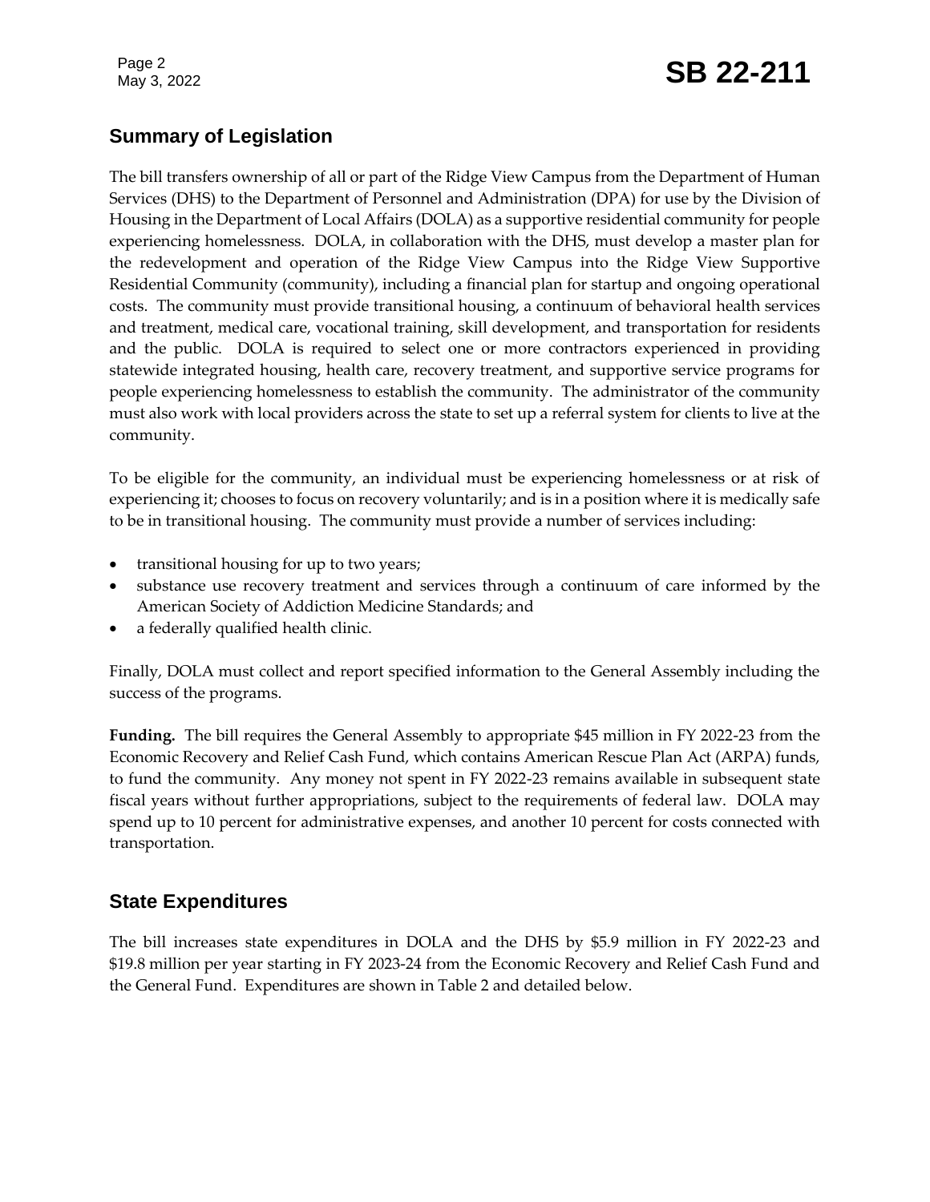## Summary of Legislation

The bill transfers ownership of all or part of the Ridge View Campus from the Department of Human Services (DHS) to the Department of Personnel and Administration (DPA) for use by the Division of Housing in the Department of Local Affairs (DOLA) as a supportive residential community for people experiencing homelessness. DOLA, in collaboration with the DHS, must develop a master plan for the redevelopment and operation of the Ridge View Campus into the Ridge View Supportive Residential Community (community), including a financial plan for startup and ongoing operational costs. The community must provide transitional housing, a continuum of behavioral health services and treatment, medical care, vocational training, skill development, and transportation for residents and the public. DOLA is required to select one or more contractors experienced in providing statewide integrated housing, health care, recovery treatment, and supportive service programs for people experiencing homelessness to establish the community. The administrator of the community must also work with local providers across the state to set up a referral system for clients to live at the community.

To be eligible for the community, an individual must be experiencing homelessness or at risk of experiencing it; chooses to focus on recovery voluntarily; and is in a position where it is medically safe to be in transitional housing. The community must provide a number of services including:

- transitional housing for up to two years;
- substance use recovery treatment and services through a continuum of care informed by the American Society of Addiction Medicine Standards; and
- a federally qualified health clinic.

Finally, DOLA must collect and report specified information to the General Assembly including the success of the programs.

**Funding.** The bill requires the General Assembly to appropriate $45 million in FY 2022-23 from the Economic Recovery and Relief Cash Fund, which contains American Rescue Plan Act (ARPA) funds, to fund the community. Any money not spent in FY 2022-23 remains available in subsequent state fiscal years without further appropriations, subject to the requirements of federal law. DOLA may spend up to 10 percent for administrative expenses, and another 10 percent for costs connected with transportation.

## State Expenditures

The bill increases state expenditures in DOLA and the DHS by $5.9 million in FY 2022-23 and $19.8 million per year starting in FY 2023-24 from the Economic Recovery and Relief Cash Fund and the General Fund. Expenditures are shown in Table 2 and detailed below.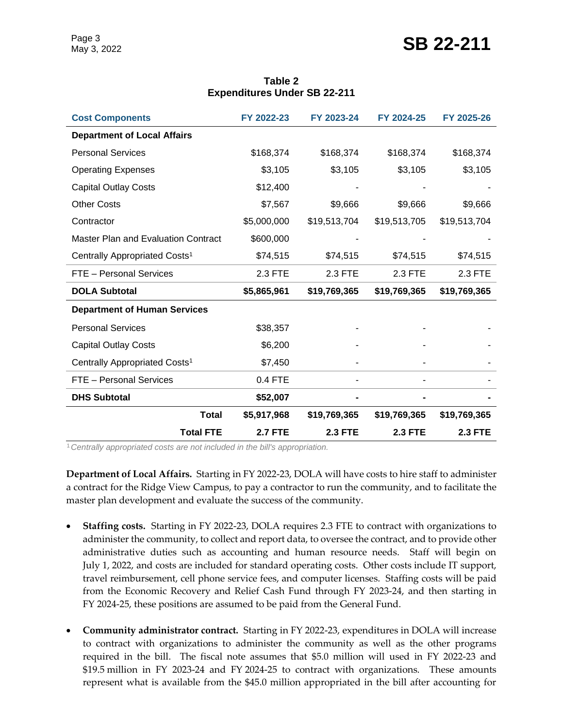**Table 2**
**Expenditures Under SB 22-211**

| Cost Components | FY 2022-23 | FY 2023-24 | FY 2024-25 | FY 2025-26 |
|---|---|---|---|---|
| **Department of Local Affairs** | | | | |
| Personal Services | $168,374 | $168,374 | $168,374 | $168,374 |
| Operating Expenses | $3,105 | $3,105 | $3,105 | $3,105 |
| Capital Outlay Costs | $12,400 | - | - | - |
| Other Costs | $7,567 | $9,666 | $9,666 | $9,666 |
| Contractor | $5,000,000 | $19,513,704 | $19,513,705 | $19,513,704 |
| Master Plan and Evaluation Contract | $600,000 | - | - | - |
| Centrally Appropriated Costs[1] | $74,515 | $74,515 | $74,515 | $74,515 |
| FTE – Personal Services | 2.3 FTE | 2.3 FTE | 2.3 FTE | 2.3 FTE |
| **DOLA Subtotal** | **$5,865,961** | **$19,769,365** | **$19,769,365** | **$19,769,365** |
| **Department of Human Services** | | | | |
| Personal Services | $38,357 | - | - | - |
| Capital Outlay Costs | $6,200 | - | - | - |
| Centrally Appropriated Costs[1] | $7,450 | - | - | - |
| FTE – Personal Services | 0.4 FTE | - | - | - |
| **DHS Subtotal** | **$52,007** | **-** | **-** | **-** |
| **Total** | **$5,917,968** | **$19,769,365** | **$19,769,365** | **$19,769,365** |
| **Total FTE** | **2.7 FTE** | **2.3 FTE** | **2.3 FTE** | **2.3 FTE** |

[1] *Centrally appropriated costs are not included in the bill's appropriation.*

**Department of Local Affairs.** Starting in FY 2022-23, DOLA will have costs to hire staff to administer a contract for the Ridge View Campus, to pay a contractor to run the community, and to facilitate the master plan development and evaluate the success of the community.

- **Staffing costs.** Starting in FY 2022-23, DOLA requires 2.3 FTE to contract with organizations to administer the community, to collect and report data, to oversee the contract, and to provide other administrative duties such as accounting and human resource needs. Staff will begin on July 1, 2022, and costs are included for standard operating costs. Other costs include IT support, travel reimbursement, cell phone service fees, and computer licenses. Staffing costs will be paid from the Economic Recovery and Relief Cash Fund through FY 2023-24, and then starting in FY 2024-25, these positions are assumed to be paid from the General Fund.

- **Community administrator contract.** Starting in FY 2022-23, expenditures in DOLA will increase to contract with organizations to administer the community as well as the other programs required in the bill. The fiscal note assumes that $5.0 million will used in FY 2022-23 and $19.5 million in FY 2023-24 and FY 2024-25 to contract with organizations. These amounts represent what is available from the $45.0 million appropriated in the bill after accounting for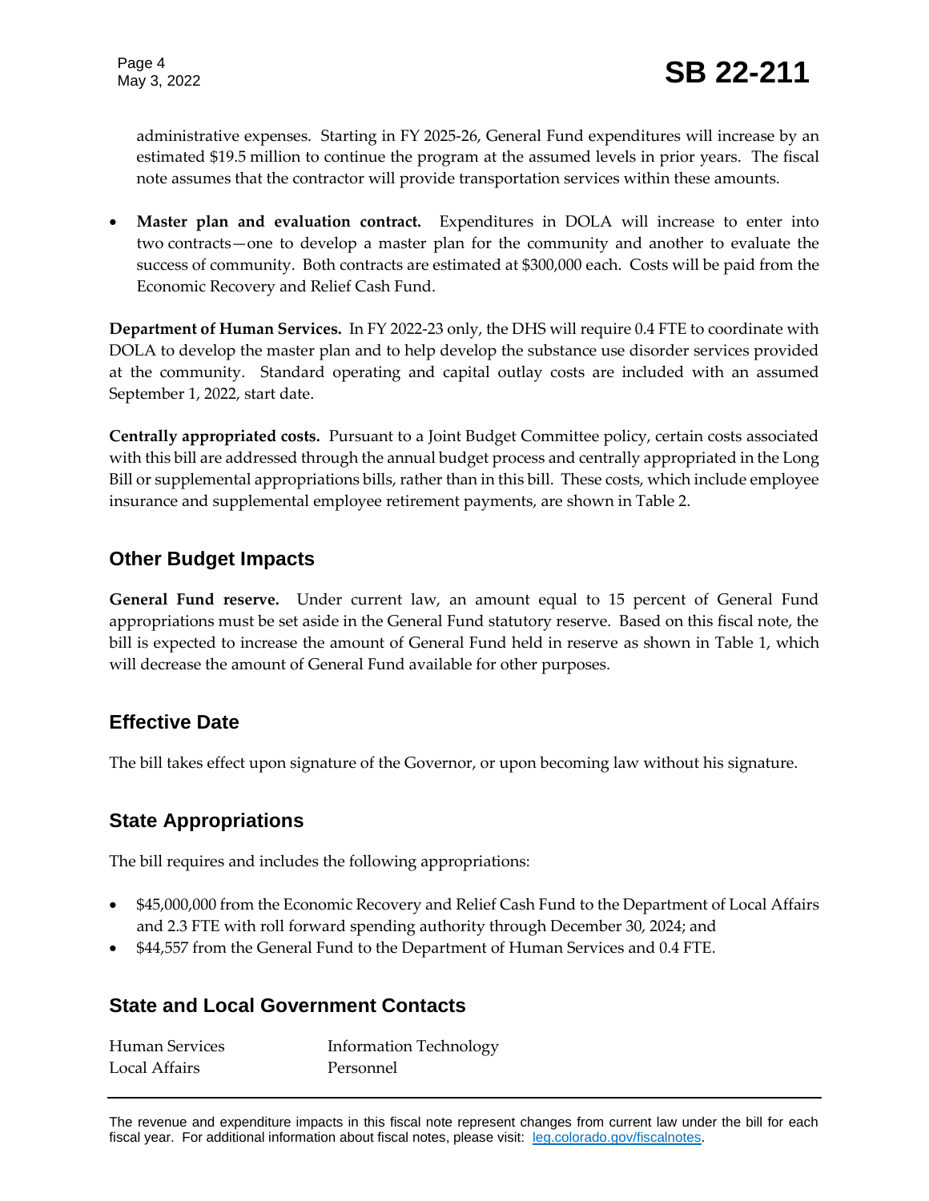administrative expenses. Starting in FY 2025-26, General Fund expenditures will increase by an estimated $19.5 million to continue the program at the assumed levels in prior years. The fiscal note assumes that the contractor will provide transportation services within these amounts.

- **Master plan and evaluation contract.** Expenditures in DOLA will increase to enter into two contracts—one to develop a master plan for the community and another to evaluate the success of community. Both contracts are estimated at $300,000 each. Costs will be paid from the Economic Recovery and Relief Cash Fund.

**Department of Human Services.** In FY 2022-23 only, the DHS will require 0.4 FTE to coordinate with DOLA to develop the master plan and to help develop the substance use disorder services provided at the community. Standard operating and capital outlay costs are included with an assumed September 1, 2022, start date.

**Centrally appropriated costs.** Pursuant to a Joint Budget Committee policy, certain costs associated with this bill are addressed through the annual budget process and centrally appropriated in the Long Bill or supplemental appropriations bills, rather than in this bill. These costs, which include employee insurance and supplemental employee retirement payments, are shown in Table 2.

## Other Budget Impacts

**General Fund reserve.** Under current law, an amount equal to 15 percent of General Fund appropriations must be set aside in the General Fund statutory reserve. Based on this fiscal note, the bill is expected to increase the amount of General Fund held in reserve as shown in Table 1, which will decrease the amount of General Fund available for other purposes.

## Effective Date

The bill takes effect upon signature of the Governor, or upon becoming law without his signature.

## State Appropriations

The bill requires and includes the following appropriations:

- $45,000,000 from the Economic Recovery and Relief Cash Fund to the Department of Local Affairs and 2.3 FTE with roll forward spending authority through December 30, 2024; and
- $44,557 from the General Fund to the Department of Human Services and 0.4 FTE.

## State and Local Government Contacts

| | |
|---|---|
| Human Services | Information Technology |
| Local Affairs | Personnel |

The revenue and expenditure impacts in this fiscal note represent changes from current law under the bill for each fiscal year. For additional information about fiscal notes, please visit: leg.colorado.gov/fiscalnotes.